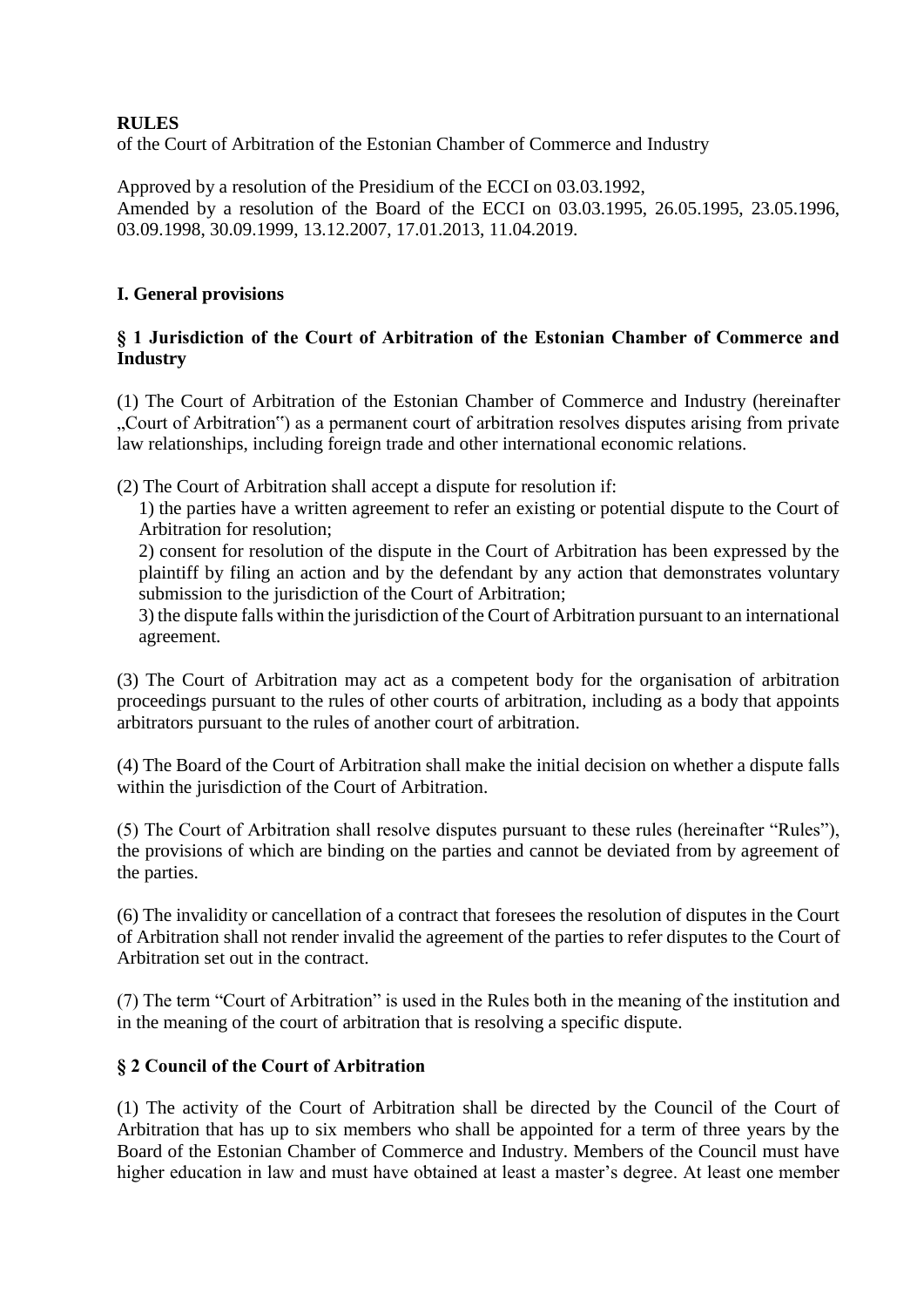**RULES**

of the Court of Arbitration of the Estonian Chamber of Commerce and Industry

Approved by a resolution of the Presidium of the ECCI on 03.03.1992,
Amended by a resolution of the Board of the ECCI on 03.03.1995, 26.05.1995, 23.05.1996, 03.09.1998, 30.09.1999, 13.12.2007, 17.01.2013, 11.04.2019.

## I. General provisions

### § 1 Jurisdiction of the Court of Arbitration of the Estonian Chamber of Commerce and Industry

(1) The Court of Arbitration of the Estonian Chamber of Commerce and Industry (hereinafter „Court of Arbitration") as a permanent court of arbitration resolves disputes arising from private law relationships, including foreign trade and other international economic relations.

(2) The Court of Arbitration shall accept a dispute for resolution if:

1) the parties have a written agreement to refer an existing or potential dispute to the Court of Arbitration for resolution;

2) consent for resolution of the dispute in the Court of Arbitration has been expressed by the plaintiff by filing an action and by the defendant by any action that demonstrates voluntary submission to the jurisdiction of the Court of Arbitration;

3) the dispute falls within the jurisdiction of the Court of Arbitration pursuant to an international agreement.

(3) The Court of Arbitration may act as a competent body for the organisation of arbitration proceedings pursuant to the rules of other courts of arbitration, including as a body that appoints arbitrators pursuant to the rules of another court of arbitration.

(4) The Board of the Court of Arbitration shall make the initial decision on whether a dispute falls within the jurisdiction of the Court of Arbitration.

(5) The Court of Arbitration shall resolve disputes pursuant to these rules (hereinafter "Rules"), the provisions of which are binding on the parties and cannot be deviated from by agreement of the parties.

(6) The invalidity or cancellation of a contract that foresees the resolution of disputes in the Court of Arbitration shall not render invalid the agreement of the parties to refer disputes to the Court of Arbitration set out in the contract.

(7) The term "Court of Arbitration" is used in the Rules both in the meaning of the institution and in the meaning of the court of arbitration that is resolving a specific dispute.

### § 2 Council of the Court of Arbitration

(1) The activity of the Court of Arbitration shall be directed by the Council of the Court of Arbitration that has up to six members who shall be appointed for a term of three years by the Board of the Estonian Chamber of Commerce and Industry. Members of the Council must have higher education in law and must have obtained at least a master's degree. At least one member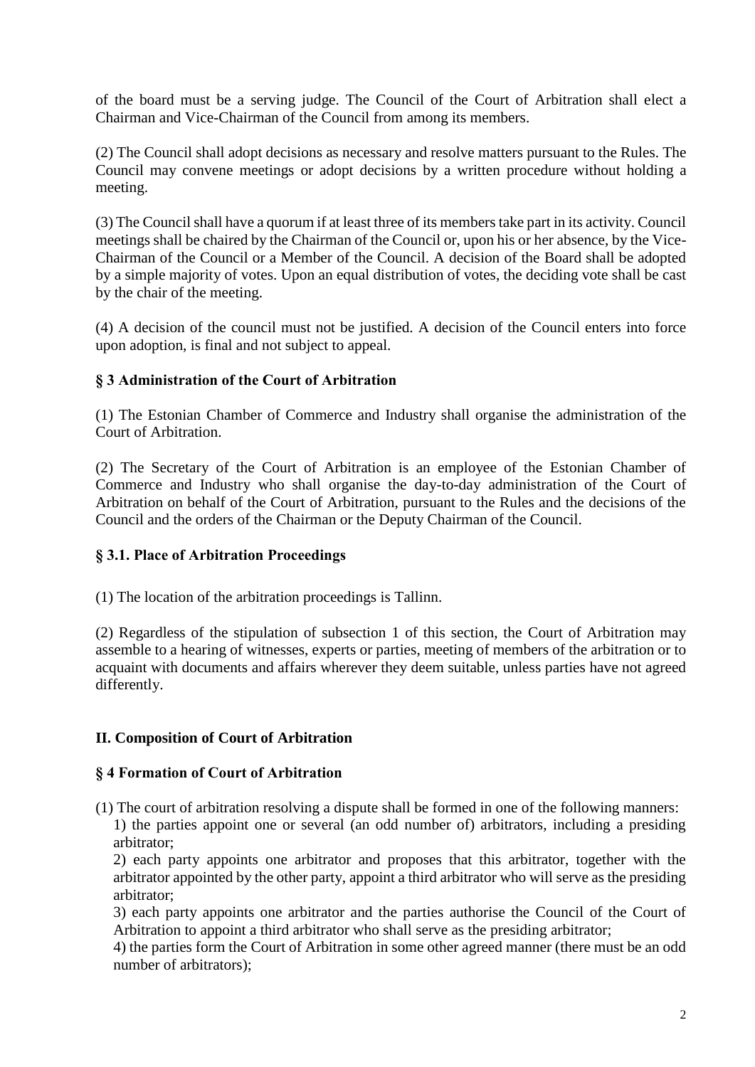of the board must be a serving judge. The Council of the Court of Arbitration shall elect a Chairman and Vice-Chairman of the Council from among its members.

(2) The Council shall adopt decisions as necessary and resolve matters pursuant to the Rules. The Council may convene meetings or adopt decisions by a written procedure without holding a meeting.

(3) The Council shall have a quorum if at least three of its members take part in its activity. Council meetings shall be chaired by the Chairman of the Council or, upon his or her absence, by the Vice-Chairman of the Council or a Member of the Council. A decision of the Board shall be adopted by a simple majority of votes. Upon an equal distribution of votes, the deciding vote shall be cast by the chair of the meeting.

(4) A decision of the council must not be justified. A decision of the Council enters into force upon adoption, is final and not subject to appeal.

### § 3 Administration of the Court of Arbitration

(1) The Estonian Chamber of Commerce and Industry shall organise the administration of the Court of Arbitration.

(2) The Secretary of the Court of Arbitration is an employee of the Estonian Chamber of Commerce and Industry who shall organise the day-to-day administration of the Court of Arbitration on behalf of the Court of Arbitration, pursuant to the Rules and the decisions of the Council and the orders of the Chairman or the Deputy Chairman of the Council.

### § 3.1. Place of Arbitration Proceedings

(1) The location of the arbitration proceedings is Tallinn.

(2) Regardless of the stipulation of subsection 1 of this section, the Court of Arbitration may assemble to a hearing of witnesses, experts or parties, meeting of members of the arbitration or to acquaint with documents and affairs wherever they deem suitable, unless parties have not agreed differently.

## II. Composition of Court of Arbitration

### § 4 Formation of Court of Arbitration

(1) The court of arbitration resolving a dispute shall be formed in one of the following manners:

1) the parties appoint one or several (an odd number of) arbitrators, including a presiding arbitrator;

2) each party appoints one arbitrator and proposes that this arbitrator, together with the arbitrator appointed by the other party, appoint a third arbitrator who will serve as the presiding arbitrator;

3) each party appoints one arbitrator and the parties authorise the Council of the Court of Arbitration to appoint a third arbitrator who shall serve as the presiding arbitrator;

4) the parties form the Court of Arbitration in some other agreed manner (there must be an odd number of arbitrators);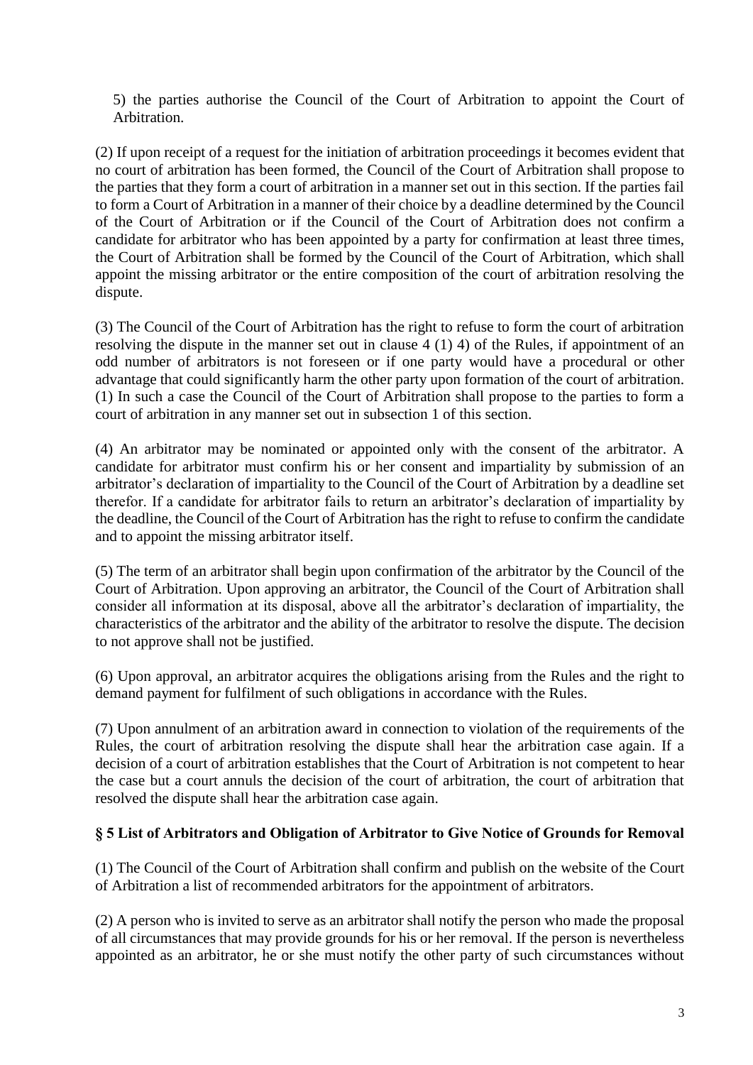5) the parties authorise the Council of the Court of Arbitration to appoint the Court of Arbitration.

(2) If upon receipt of a request for the initiation of arbitration proceedings it becomes evident that no court of arbitration has been formed, the Council of the Court of Arbitration shall propose to the parties that they form a court of arbitration in a manner set out in this section. If the parties fail to form a Court of Arbitration in a manner of their choice by a deadline determined by the Council of the Court of Arbitration or if the Council of the Court of Arbitration does not confirm a candidate for arbitrator who has been appointed by a party for confirmation at least three times, the Court of Arbitration shall be formed by the Council of the Court of Arbitration, which shall appoint the missing arbitrator or the entire composition of the court of arbitration resolving the dispute.

(3) The Council of the Court of Arbitration has the right to refuse to form the court of arbitration resolving the dispute in the manner set out in clause 4 (1) 4) of the Rules, if appointment of an odd number of arbitrators is not foreseen or if one party would have a procedural or other advantage that could significantly harm the other party upon formation of the court of arbitration. (1) In such a case the Council of the Court of Arbitration shall propose to the parties to form a court of arbitration in any manner set out in subsection 1 of this section.

(4) An arbitrator may be nominated or appointed only with the consent of the arbitrator. A candidate for arbitrator must confirm his or her consent and impartiality by submission of an arbitrator's declaration of impartiality to the Council of the Court of Arbitration by a deadline set therefor. If a candidate for arbitrator fails to return an arbitrator's declaration of impartiality by the deadline, the Council of the Court of Arbitration has the right to refuse to confirm the candidate and to appoint the missing arbitrator itself.

(5) The term of an arbitrator shall begin upon confirmation of the arbitrator by the Council of the Court of Arbitration. Upon approving an arbitrator, the Council of the Court of Arbitration shall consider all information at its disposal, above all the arbitrator's declaration of impartiality, the characteristics of the arbitrator and the ability of the arbitrator to resolve the dispute. The decision to not approve shall not be justified.

(6) Upon approval, an arbitrator acquires the obligations arising from the Rules and the right to demand payment for fulfilment of such obligations in accordance with the Rules.

(7) Upon annulment of an arbitration award in connection to violation of the requirements of the Rules, the court of arbitration resolving the dispute shall hear the arbitration case again. If a decision of a court of arbitration establishes that the Court of Arbitration is not competent to hear the case but a court annuls the decision of the court of arbitration, the court of arbitration that resolved the dispute shall hear the arbitration case again.

### § 5 List of Arbitrators and Obligation of Arbitrator to Give Notice of Grounds for Removal

(1) The Council of the Court of Arbitration shall confirm and publish on the website of the Court of Arbitration a list of recommended arbitrators for the appointment of arbitrators.

(2) A person who is invited to serve as an arbitrator shall notify the person who made the proposal of all circumstances that may provide grounds for his or her removal. If the person is nevertheless appointed as an arbitrator, he or she must notify the other party of such circumstances without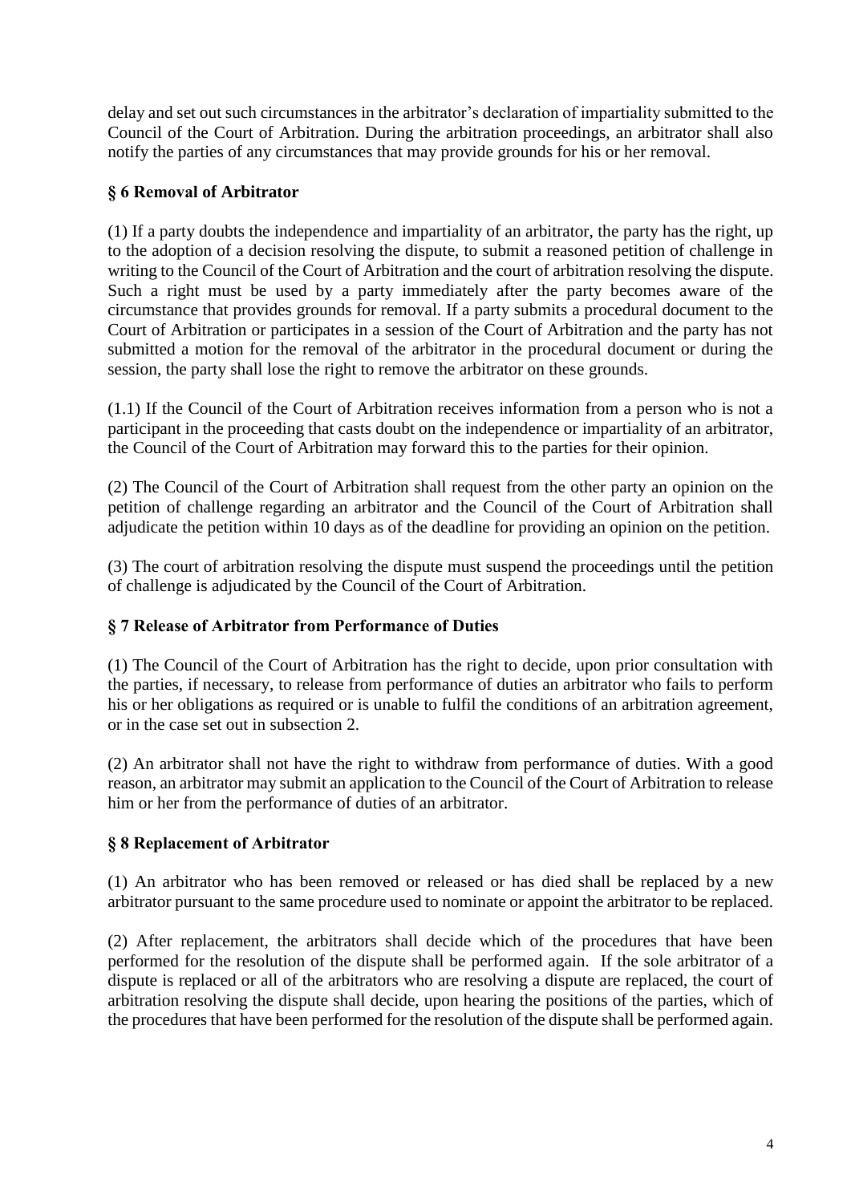delay and set out such circumstances in the arbitrator's declaration of impartiality submitted to the Council of the Court of Arbitration. During the arbitration proceedings, an arbitrator shall also notify the parties of any circumstances that may provide grounds for his or her removal.

### § 6 Removal of Arbitrator

(1) If a party doubts the independence and impartiality of an arbitrator, the party has the right, up to the adoption of a decision resolving the dispute, to submit a reasoned petition of challenge in writing to the Council of the Court of Arbitration and the court of arbitration resolving the dispute. Such a right must be used by a party immediately after the party becomes aware of the circumstance that provides grounds for removal. If a party submits a procedural document to the Court of Arbitration or participates in a session of the Court of Arbitration and the party has not submitted a motion for the removal of the arbitrator in the procedural document or during the session, the party shall lose the right to remove the arbitrator on these grounds.

(1.1) If the Council of the Court of Arbitration receives information from a person who is not a participant in the proceeding that casts doubt on the independence or impartiality of an arbitrator, the Council of the Court of Arbitration may forward this to the parties for their opinion.

(2) The Council of the Court of Arbitration shall request from the other party an opinion on the petition of challenge regarding an arbitrator and the Council of the Court of Arbitration shall adjudicate the petition within 10 days as of the deadline for providing an opinion on the petition.

(3) The court of arbitration resolving the dispute must suspend the proceedings until the petition of challenge is adjudicated by the Council of the Court of Arbitration.

### § 7 Release of Arbitrator from Performance of Duties

(1) The Council of the Court of Arbitration has the right to decide, upon prior consultation with the parties, if necessary, to release from performance of duties an arbitrator who fails to perform his or her obligations as required or is unable to fulfil the conditions of an arbitration agreement, or in the case set out in subsection 2.

(2) An arbitrator shall not have the right to withdraw from performance of duties. With a good reason, an arbitrator may submit an application to the Council of the Court of Arbitration to release him or her from the performance of duties of an arbitrator.

### § 8 Replacement of Arbitrator

(1) An arbitrator who has been removed or released or has died shall be replaced by a new arbitrator pursuant to the same procedure used to nominate or appoint the arbitrator to be replaced.

(2) After replacement, the arbitrators shall decide which of the procedures that have been performed for the resolution of the dispute shall be performed again. If the sole arbitrator of a dispute is replaced or all of the arbitrators who are resolving a dispute are replaced, the court of arbitration resolving the dispute shall decide, upon hearing the positions of the parties, which of the procedures that have been performed for the resolution of the dispute shall be performed again.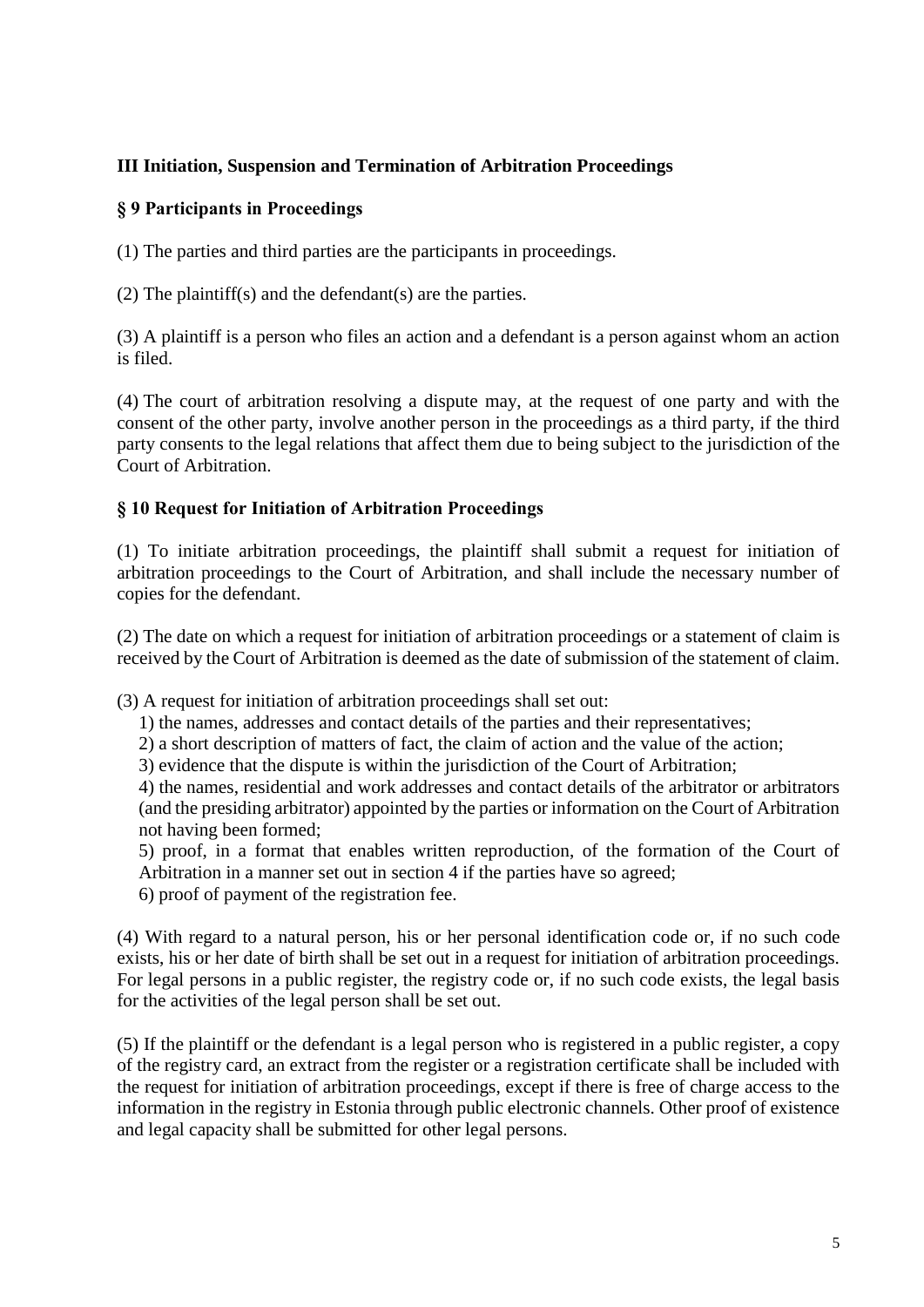## III Initiation, Suspension and Termination of Arbitration Proceedings

### § 9 Participants in Proceedings

(1) The parties and third parties are the participants in proceedings.

(2) The plaintiff(s) and the defendant(s) are the parties.

(3) A plaintiff is a person who files an action and a defendant is a person against whom an action is filed.

(4) The court of arbitration resolving a dispute may, at the request of one party and with the consent of the other party, involve another person in the proceedings as a third party, if the third party consents to the legal relations that affect them due to being subject to the jurisdiction of the Court of Arbitration.

### § 10 Request for Initiation of Arbitration Proceedings

(1) To initiate arbitration proceedings, the plaintiff shall submit a request for initiation of arbitration proceedings to the Court of Arbitration, and shall include the necessary number of copies for the defendant.

(2) The date on which a request for initiation of arbitration proceedings or a statement of claim is received by the Court of Arbitration is deemed as the date of submission of the statement of claim.

(3) A request for initiation of arbitration proceedings shall set out:

1) the names, addresses and contact details of the parties and their representatives;
2) a short description of matters of fact, the claim of action and the value of the action;
3) evidence that the dispute is within the jurisdiction of the Court of Arbitration;
4) the names, residential and work addresses and contact details of the arbitrator or arbitrators (and the presiding arbitrator) appointed by the parties or information on the Court of Arbitration not having been formed;
5) proof, in a format that enables written reproduction, of the formation of the Court of Arbitration in a manner set out in section 4 if the parties have so agreed;
6) proof of payment of the registration fee.

(4) With regard to a natural person, his or her personal identification code or, if no such code exists, his or her date of birth shall be set out in a request for initiation of arbitration proceedings. For legal persons in a public register, the registry code or, if no such code exists, the legal basis for the activities of the legal person shall be set out.

(5) If the plaintiff or the defendant is a legal person who is registered in a public register, a copy of the registry card, an extract from the register or a registration certificate shall be included with the request for initiation of arbitration proceedings, except if there is free of charge access to the information in the registry in Estonia through public electronic channels. Other proof of existence and legal capacity shall be submitted for other legal persons.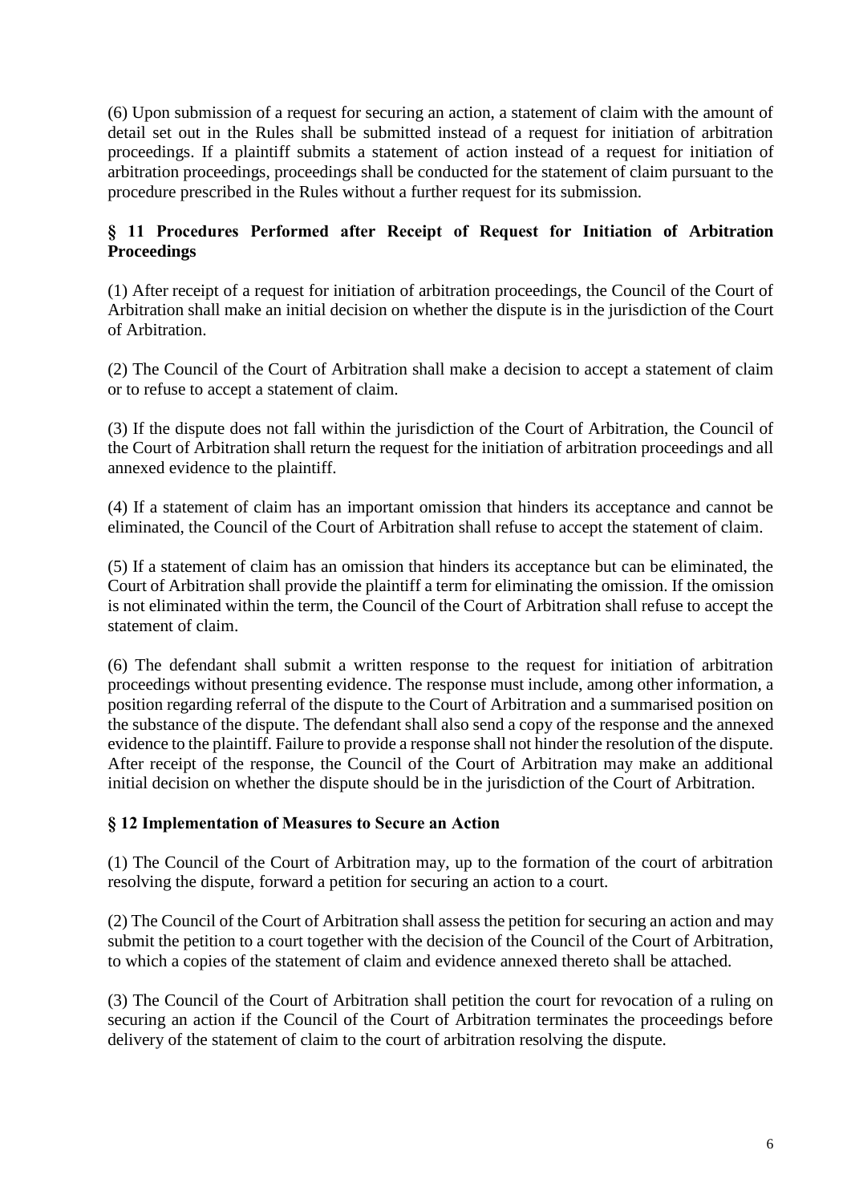(6) Upon submission of a request for securing an action, a statement of claim with the amount of detail set out in the Rules shall be submitted instead of a request for initiation of arbitration proceedings. If a plaintiff submits a statement of action instead of a request for initiation of arbitration proceedings, proceedings shall be conducted for the statement of claim pursuant to the procedure prescribed in the Rules without a further request for its submission.

## § 11 Procedures Performed after Receipt of Request for Initiation of Arbitration Proceedings

(1) After receipt of a request for initiation of arbitration proceedings, the Council of the Court of Arbitration shall make an initial decision on whether the dispute is in the jurisdiction of the Court of Arbitration.

(2) The Council of the Court of Arbitration shall make a decision to accept a statement of claim or to refuse to accept a statement of claim.

(3) If the dispute does not fall within the jurisdiction of the Court of Arbitration, the Council of the Court of Arbitration shall return the request for the initiation of arbitration proceedings and all annexed evidence to the plaintiff.

(4) If a statement of claim has an important omission that hinders its acceptance and cannot be eliminated, the Council of the Court of Arbitration shall refuse to accept the statement of claim.

(5) If a statement of claim has an omission that hinders its acceptance but can be eliminated, the Court of Arbitration shall provide the plaintiff a term for eliminating the omission. If the omission is not eliminated within the term, the Council of the Court of Arbitration shall refuse to accept the statement of claim.

(6) The defendant shall submit a written response to the request for initiation of arbitration proceedings without presenting evidence. The response must include, among other information, a position regarding referral of the dispute to the Court of Arbitration and a summarised position on the substance of the dispute. The defendant shall also send a copy of the response and the annexed evidence to the plaintiff. Failure to provide a response shall not hinder the resolution of the dispute. After receipt of the response, the Council of the Court of Arbitration may make an additional initial decision on whether the dispute should be in the jurisdiction of the Court of Arbitration.

## § 12 Implementation of Measures to Secure an Action

(1) The Council of the Court of Arbitration may, up to the formation of the court of arbitration resolving the dispute, forward a petition for securing an action to a court.

(2) The Council of the Court of Arbitration shall assess the petition for securing an action and may submit the petition to a court together with the decision of the Council of the Court of Arbitration, to which a copies of the statement of claim and evidence annexed thereto shall be attached.

(3) The Council of the Court of Arbitration shall petition the court for revocation of a ruling on securing an action if the Council of the Court of Arbitration terminates the proceedings before delivery of the statement of claim to the court of arbitration resolving the dispute.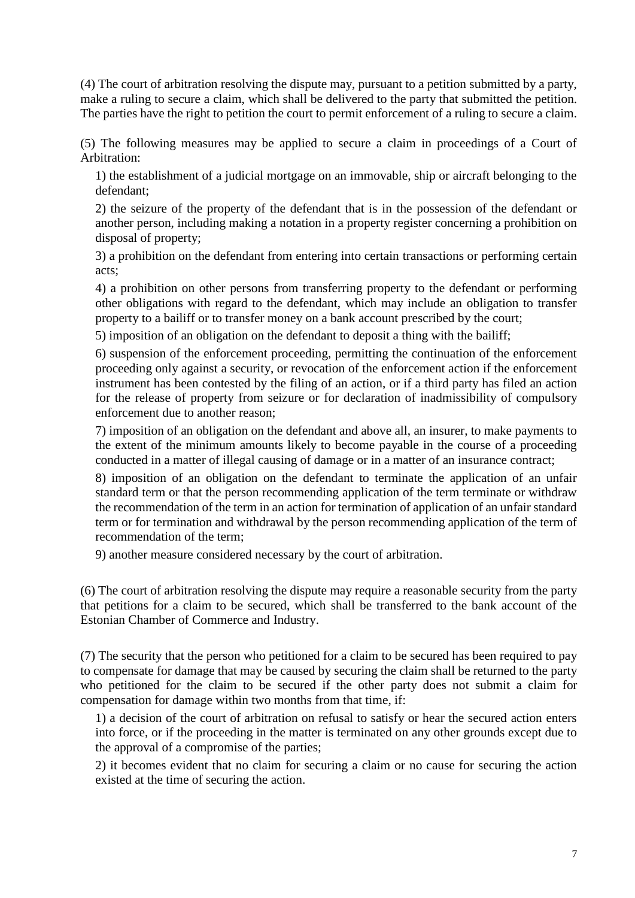(4) The court of arbitration resolving the dispute may, pursuant to a petition submitted by a party, make a ruling to secure a claim, which shall be delivered to the party that submitted the petition. The parties have the right to petition the court to permit enforcement of a ruling to secure a claim.

(5) The following measures may be applied to secure a claim in proceedings of a Court of Arbitration:

1) the establishment of a judicial mortgage on an immovable, ship or aircraft belonging to the defendant;

2) the seizure of the property of the defendant that is in the possession of the defendant or another person, including making a notation in a property register concerning a prohibition on disposal of property;

3) a prohibition on the defendant from entering into certain transactions or performing certain acts;

4) a prohibition on other persons from transferring property to the defendant or performing other obligations with regard to the defendant, which may include an obligation to transfer property to a bailiff or to transfer money on a bank account prescribed by the court;

5) imposition of an obligation on the defendant to deposit a thing with the bailiff;

6) suspension of the enforcement proceeding, permitting the continuation of the enforcement proceeding only against a security, or revocation of the enforcement action if the enforcement instrument has been contested by the filing of an action, or if a third party has filed an action for the release of property from seizure or for declaration of inadmissibility of compulsory enforcement due to another reason;

7) imposition of an obligation on the defendant and above all, an insurer, to make payments to the extent of the minimum amounts likely to become payable in the course of a proceeding conducted in a matter of illegal causing of damage or in a matter of an insurance contract;

8) imposition of an obligation on the defendant to terminate the application of an unfair standard term or that the person recommending application of the term terminate or withdraw the recommendation of the term in an action for termination of application of an unfair standard term or for termination and withdrawal by the person recommending application of the term of recommendation of the term;

9) another measure considered necessary by the court of arbitration.

(6) The court of arbitration resolving the dispute may require a reasonable security from the party that petitions for a claim to be secured, which shall be transferred to the bank account of the Estonian Chamber of Commerce and Industry.

(7) The security that the person who petitioned for a claim to be secured has been required to pay to compensate for damage that may be caused by securing the claim shall be returned to the party who petitioned for the claim to be secured if the other party does not submit a claim for compensation for damage within two months from that time, if:

1) a decision of the court of arbitration on refusal to satisfy or hear the secured action enters into force, or if the proceeding in the matter is terminated on any other grounds except due to the approval of a compromise of the parties;

2) it becomes evident that no claim for securing a claim or no cause for securing the action existed at the time of securing the action.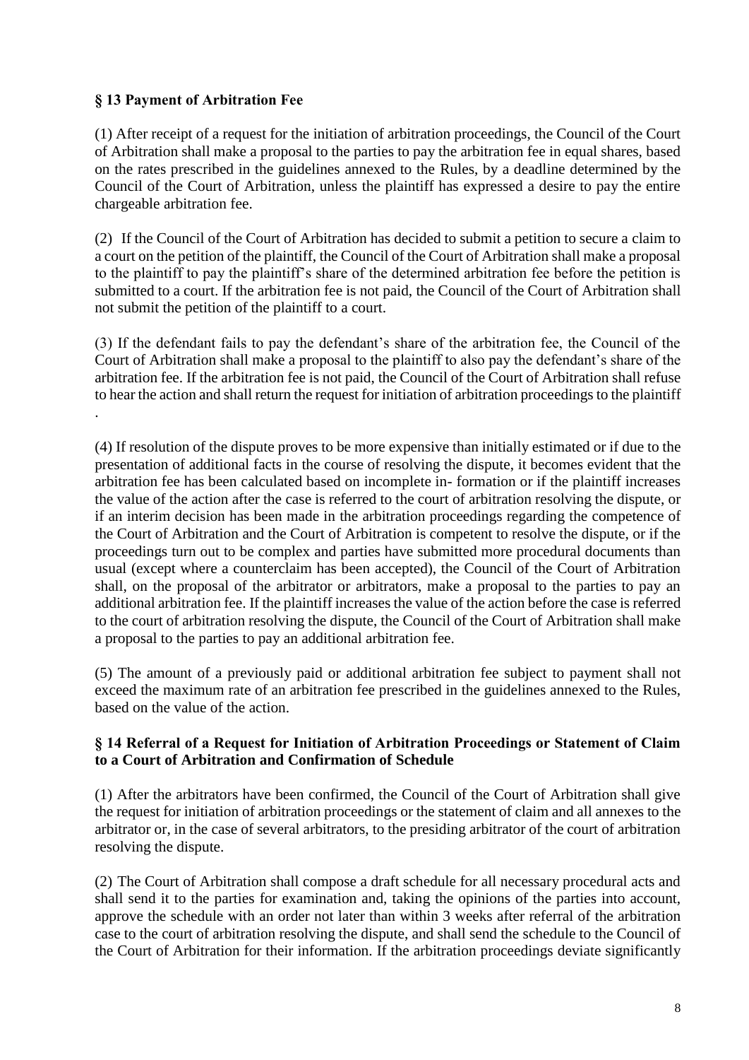### § 13 Payment of Arbitration Fee

(1) After receipt of a request for the initiation of arbitration proceedings, the Council of the Court of Arbitration shall make a proposal to the parties to pay the arbitration fee in equal shares, based on the rates prescribed in the guidelines annexed to the Rules, by a deadline determined by the Council of the Court of Arbitration, unless the plaintiff has expressed a desire to pay the entire chargeable arbitration fee.

(2) If the Council of the Court of Arbitration has decided to submit a petition to secure a claim to a court on the petition of the plaintiff, the Council of the Court of Arbitration shall make a proposal to the plaintiff to pay the plaintiff's share of the determined arbitration fee before the petition is submitted to a court. If the arbitration fee is not paid, the Council of the Court of Arbitration shall not submit the petition of the plaintiff to a court.

(3) If the defendant fails to pay the defendant's share of the arbitration fee, the Council of the Court of Arbitration shall make a proposal to the plaintiff to also pay the defendant's share of the arbitration fee. If the arbitration fee is not paid, the Council of the Court of Arbitration shall refuse to hear the action and shall return the request for initiation of arbitration proceedings to the plaintiff .

(4) If resolution of the dispute proves to be more expensive than initially estimated or if due to the presentation of additional facts in the course of resolving the dispute, it becomes evident that the arbitration fee has been calculated based on incomplete in- formation or if the plaintiff increases the value of the action after the case is referred to the court of arbitration resolving the dispute, or if an interim decision has been made in the arbitration proceedings regarding the competence of the Court of Arbitration and the Court of Arbitration is competent to resolve the dispute, or if the proceedings turn out to be complex and parties have submitted more procedural documents than usual (except where a counterclaim has been accepted), the Council of the Court of Arbitration shall, on the proposal of the arbitrator or arbitrators, make a proposal to the parties to pay an additional arbitration fee. If the plaintiff increases the value of the action before the case is referred to the court of arbitration resolving the dispute, the Council of the Court of Arbitration shall make a proposal to the parties to pay an additional arbitration fee.

(5) The amount of a previously paid or additional arbitration fee subject to payment shall not exceed the maximum rate of an arbitration fee prescribed in the guidelines annexed to the Rules, based on the value of the action.

### § 14 Referral of a Request for Initiation of Arbitration Proceedings or Statement of Claim to a Court of Arbitration and Confirmation of Schedule

(1) After the arbitrators have been confirmed, the Council of the Court of Arbitration shall give the request for initiation of arbitration proceedings or the statement of claim and all annexes to the arbitrator or, in the case of several arbitrators, to the presiding arbitrator of the court of arbitration resolving the dispute.

(2) The Court of Arbitration shall compose a draft schedule for all necessary procedural acts and shall send it to the parties for examination and, taking the opinions of the parties into account, approve the schedule with an order not later than within 3 weeks after referral of the arbitration case to the court of arbitration resolving the dispute, and shall send the schedule to the Council of the Court of Arbitration for their information. If the arbitration proceedings deviate significantly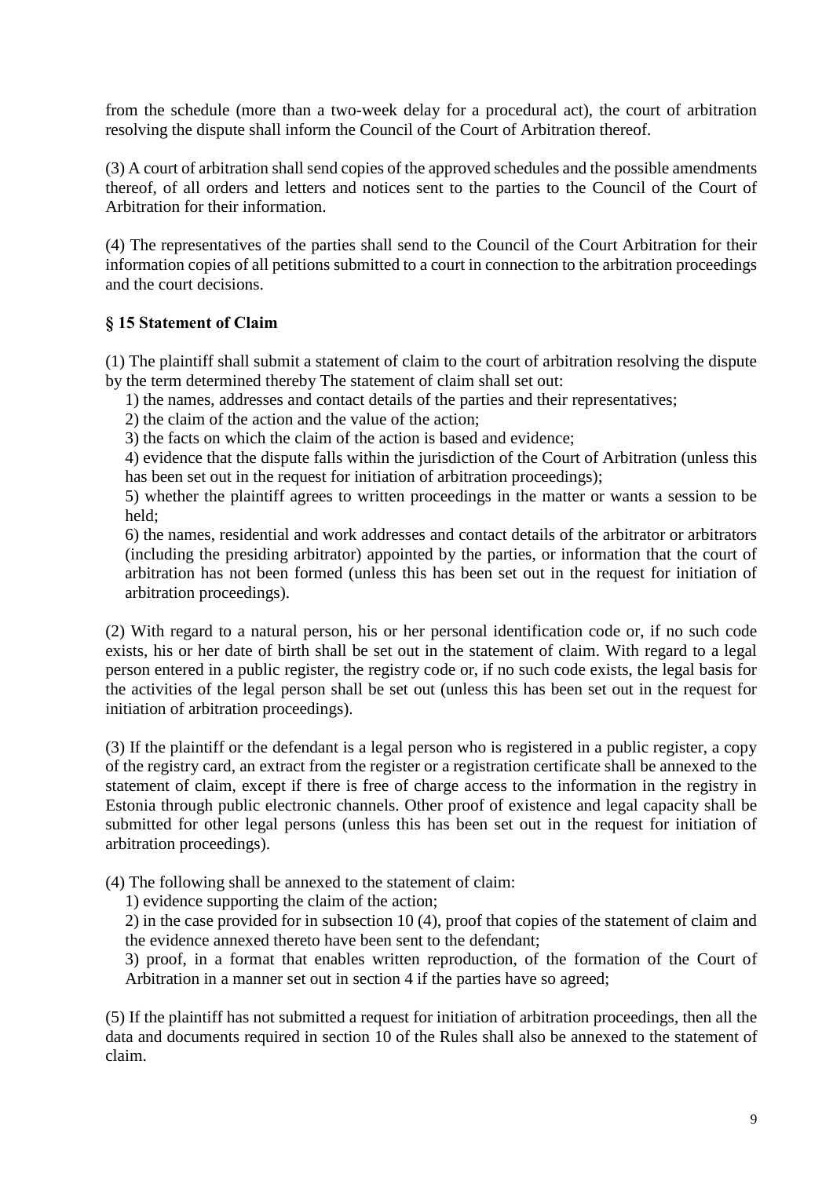from the schedule (more than a two-week delay for a procedural act), the court of arbitration resolving the dispute shall inform the Council of the Court of Arbitration thereof.

(3) A court of arbitration shall send copies of the approved schedules and the possible amendments thereof, of all orders and letters and notices sent to the parties to the Council of the Court of Arbitration for their information.

(4) The representatives of the parties shall send to the Council of the Court Arbitration for their information copies of all petitions submitted to a court in connection to the arbitration proceedings and the court decisions.

### § 15 Statement of Claim

(1) The plaintiff shall submit a statement of claim to the court of arbitration resolving the dispute by the term determined thereby The statement of claim shall set out:

1) the names, addresses and contact details of the parties and their representatives;

2) the claim of the action and the value of the action;

3) the facts on which the claim of the action is based and evidence;

4) evidence that the dispute falls within the jurisdiction of the Court of Arbitration (unless this has been set out in the request for initiation of arbitration proceedings);

5) whether the plaintiff agrees to written proceedings in the matter or wants a session to be held;

6) the names, residential and work addresses and contact details of the arbitrator or arbitrators (including the presiding arbitrator) appointed by the parties, or information that the court of arbitration has not been formed (unless this has been set out in the request for initiation of arbitration proceedings).

(2) With regard to a natural person, his or her personal identification code or, if no such code exists, his or her date of birth shall be set out in the statement of claim. With regard to a legal person entered in a public register, the registry code or, if no such code exists, the legal basis for the activities of the legal person shall be set out (unless this has been set out in the request for initiation of arbitration proceedings).

(3) If the plaintiff or the defendant is a legal person who is registered in a public register, a copy of the registry card, an extract from the register or a registration certificate shall be annexed to the statement of claim, except if there is free of charge access to the information in the registry in Estonia through public electronic channels. Other proof of existence and legal capacity shall be submitted for other legal persons (unless this has been set out in the request for initiation of arbitration proceedings).

(4) The following shall be annexed to the statement of claim:

1) evidence supporting the claim of the action;

2) in the case provided for in subsection 10 (4), proof that copies of the statement of claim and the evidence annexed thereto have been sent to the defendant;

3) proof, in a format that enables written reproduction, of the formation of the Court of Arbitration in a manner set out in section 4 if the parties have so agreed;

(5) If the plaintiff has not submitted a request for initiation of arbitration proceedings, then all the data and documents required in section 10 of the Rules shall also be annexed to the statement of claim.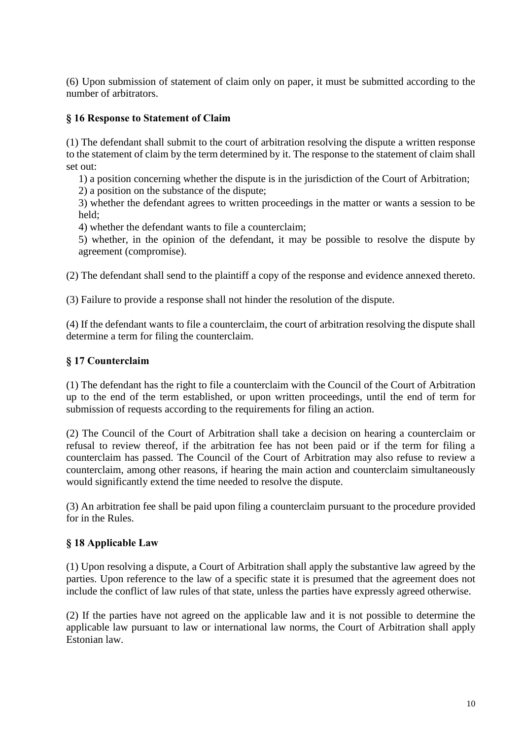(6) Upon submission of statement of claim only on paper, it must be submitted according to the number of arbitrators.

### § 16 Response to Statement of Claim

(1) The defendant shall submit to the court of arbitration resolving the dispute a written response to the statement of claim by the term determined by it. The response to the statement of claim shall set out:

1) a position concerning whether the dispute is in the jurisdiction of the Court of Arbitration;
2) a position on the substance of the dispute;
3) whether the defendant agrees to written proceedings in the matter or wants a session to be held;
4) whether the defendant wants to file a counterclaim;
5) whether, in the opinion of the defendant, it may be possible to resolve the dispute by agreement (compromise).

(2) The defendant shall send to the plaintiff a copy of the response and evidence annexed thereto.

(3) Failure to provide a response shall not hinder the resolution of the dispute.

(4) If the defendant wants to file a counterclaim, the court of arbitration resolving the dispute shall determine a term for filing the counterclaim.

### § 17 Counterclaim

(1) The defendant has the right to file a counterclaim with the Council of the Court of Arbitration up to the end of the term established, or upon written proceedings, until the end of term for submission of requests according to the requirements for filing an action.

(2) The Council of the Court of Arbitration shall take a decision on hearing a counterclaim or refusal to review thereof, if the arbitration fee has not been paid or if the term for filing a counterclaim has passed. The Council of the Court of Arbitration may also refuse to review a counterclaim, among other reasons, if hearing the main action and counterclaim simultaneously would significantly extend the time needed to resolve the dispute.

(3) An arbitration fee shall be paid upon filing a counterclaim pursuant to the procedure provided for in the Rules.

### § 18 Applicable Law

(1) Upon resolving a dispute, a Court of Arbitration shall apply the substantive law agreed by the parties. Upon reference to the law of a specific state it is presumed that the agreement does not include the conflict of law rules of that state, unless the parties have expressly agreed otherwise.

(2) If the parties have not agreed on the applicable law and it is not possible to determine the applicable law pursuant to law or international law norms, the Court of Arbitration shall apply Estonian law.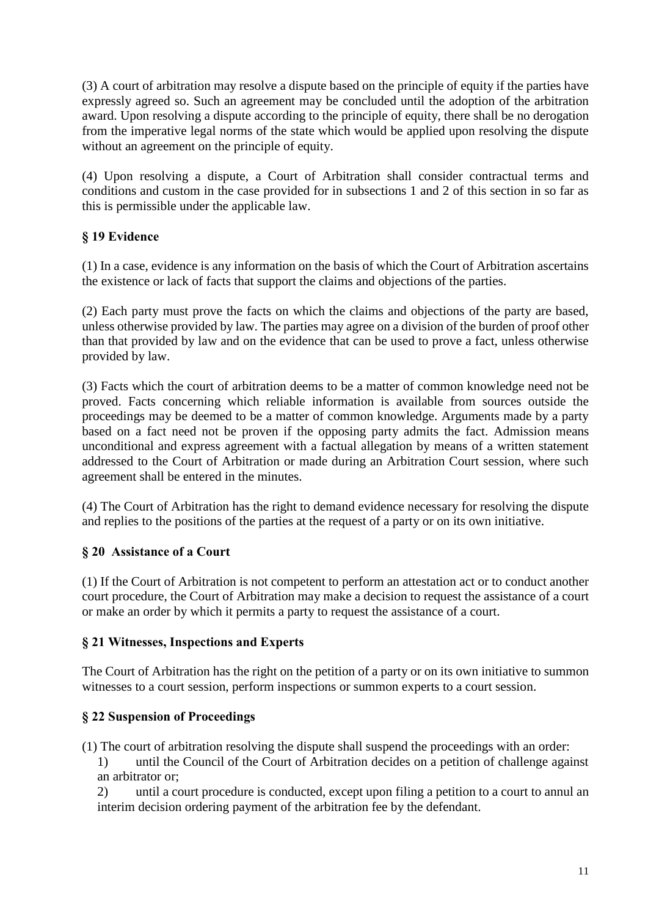(3) A court of arbitration may resolve a dispute based on the principle of equity if the parties have expressly agreed so. Such an agreement may be concluded until the adoption of the arbitration award. Upon resolving a dispute according to the principle of equity, there shall be no derogation from the imperative legal norms of the state which would be applied upon resolving the dispute without an agreement on the principle of equity.

(4) Upon resolving a dispute, a Court of Arbitration shall consider contractual terms and conditions and custom in the case provided for in subsections 1 and 2 of this section in so far as this is permissible under the applicable law.

### § 19 Evidence

(1) In a case, evidence is any information on the basis of which the Court of Arbitration ascertains the existence or lack of facts that support the claims and objections of the parties.

(2) Each party must prove the facts on which the claims and objections of the party are based, unless otherwise provided by law. The parties may agree on a division of the burden of proof other than that provided by law and on the evidence that can be used to prove a fact, unless otherwise provided by law.

(3) Facts which the court of arbitration deems to be a matter of common knowledge need not be proved. Facts concerning which reliable information is available from sources outside the proceedings may be deemed to be a matter of common knowledge. Arguments made by a party based on a fact need not be proven if the opposing party admits the fact. Admission means unconditional and express agreement with a factual allegation by means of a written statement addressed to the Court of Arbitration or made during an Arbitration Court session, where such agreement shall be entered in the minutes.

(4) The Court of Arbitration has the right to demand evidence necessary for resolving the dispute and replies to the positions of the parties at the request of a party or on its own initiative.

### § 20 Assistance of a Court

(1) If the Court of Arbitration is not competent to perform an attestation act or to conduct another court procedure, the Court of Arbitration may make a decision to request the assistance of a court or make an order by which it permits a party to request the assistance of a court.

### § 21 Witnesses, Inspections and Experts

The Court of Arbitration has the right on the petition of a party or on its own initiative to summon witnesses to a court session, perform inspections or summon experts to a court session.

### § 22 Suspension of Proceedings

(1) The court of arbitration resolving the dispute shall suspend the proceedings with an order:

1) until the Council of the Court of Arbitration decides on a petition of challenge against an arbitrator or;

2) until a court procedure is conducted, except upon filing a petition to a court to annul an interim decision ordering payment of the arbitration fee by the defendant.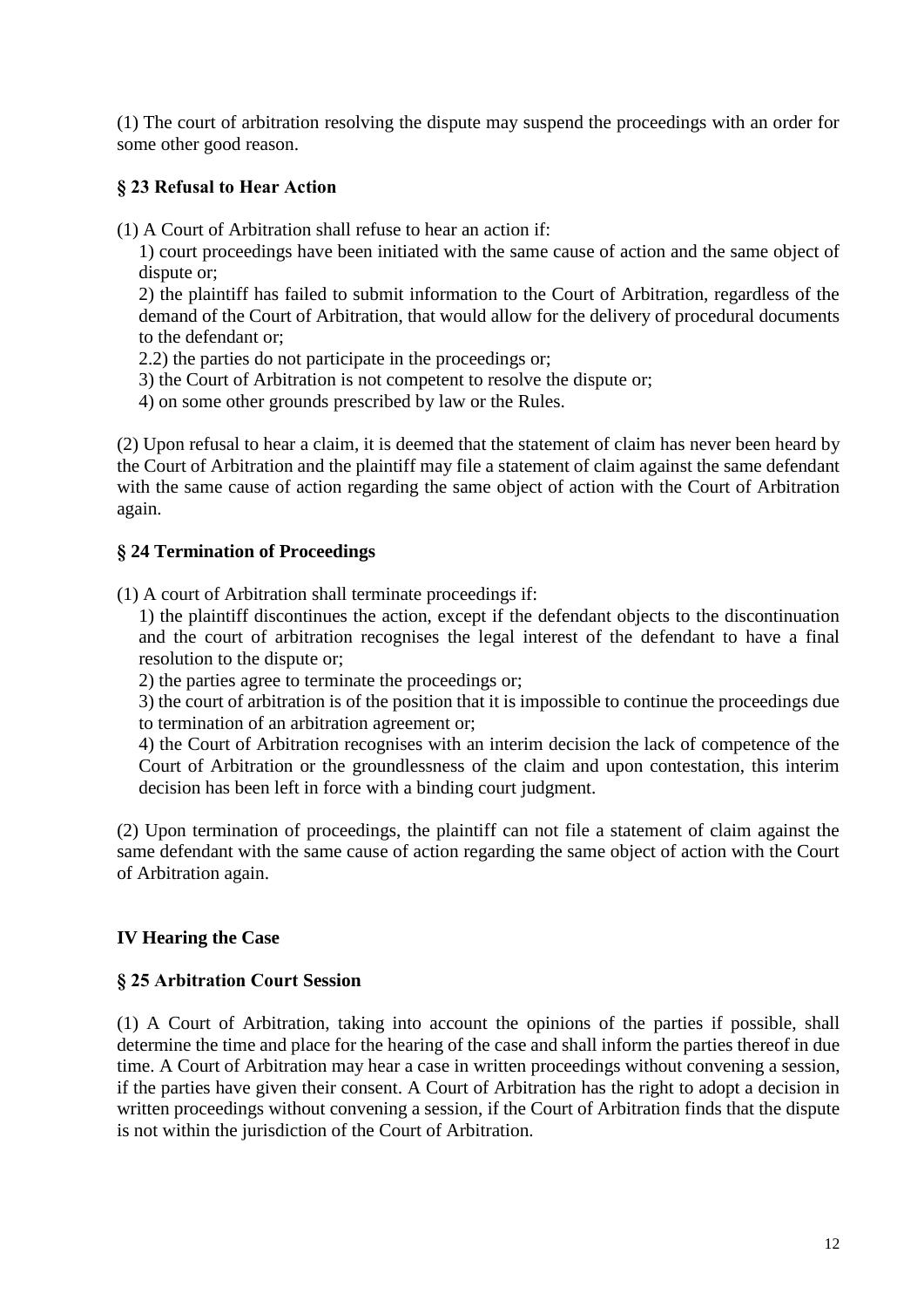(1) The court of arbitration resolving the dispute may suspend the proceedings with an order for some other good reason.

### § 23 Refusal to Hear Action

(1) A Court of Arbitration shall refuse to hear an action if:

1) court proceedings have been initiated with the same cause of action and the same object of dispute or;

2) the plaintiff has failed to submit information to the Court of Arbitration, regardless of the demand of the Court of Arbitration, that would allow for the delivery of procedural documents to the defendant or;

2.2) the parties do not participate in the proceedings or;

3) the Court of Arbitration is not competent to resolve the dispute or;

4) on some other grounds prescribed by law or the Rules.

(2) Upon refusal to hear a claim, it is deemed that the statement of claim has never been heard by the Court of Arbitration and the plaintiff may file a statement of claim against the same defendant with the same cause of action regarding the same object of action with the Court of Arbitration again.

### § 24 Termination of Proceedings

(1) A court of Arbitration shall terminate proceedings if:

1) the plaintiff discontinues the action, except if the defendant objects to the discontinuation and the court of arbitration recognises the legal interest of the defendant to have a final resolution to the dispute or;

2) the parties agree to terminate the proceedings or;

3) the court of arbitration is of the position that it is impossible to continue the proceedings due to termination of an arbitration agreement or;

4) the Court of Arbitration recognises with an interim decision the lack of competence of the Court of Arbitration or the groundlessness of the claim and upon contestation, this interim decision has been left in force with a binding court judgment.

(2) Upon termination of proceedings, the plaintiff can not file a statement of claim against the same defendant with the same cause of action regarding the same object of action with the Court of Arbitration again.

## IV Hearing the Case

### § 25 Arbitration Court Session

(1) A Court of Arbitration, taking into account the opinions of the parties if possible, shall determine the time and place for the hearing of the case and shall inform the parties thereof in due time. A Court of Arbitration may hear a case in written proceedings without convening a session, if the parties have given their consent. A Court of Arbitration has the right to adopt a decision in written proceedings without convening a session, if the Court of Arbitration finds that the dispute is not within the jurisdiction of the Court of Arbitration.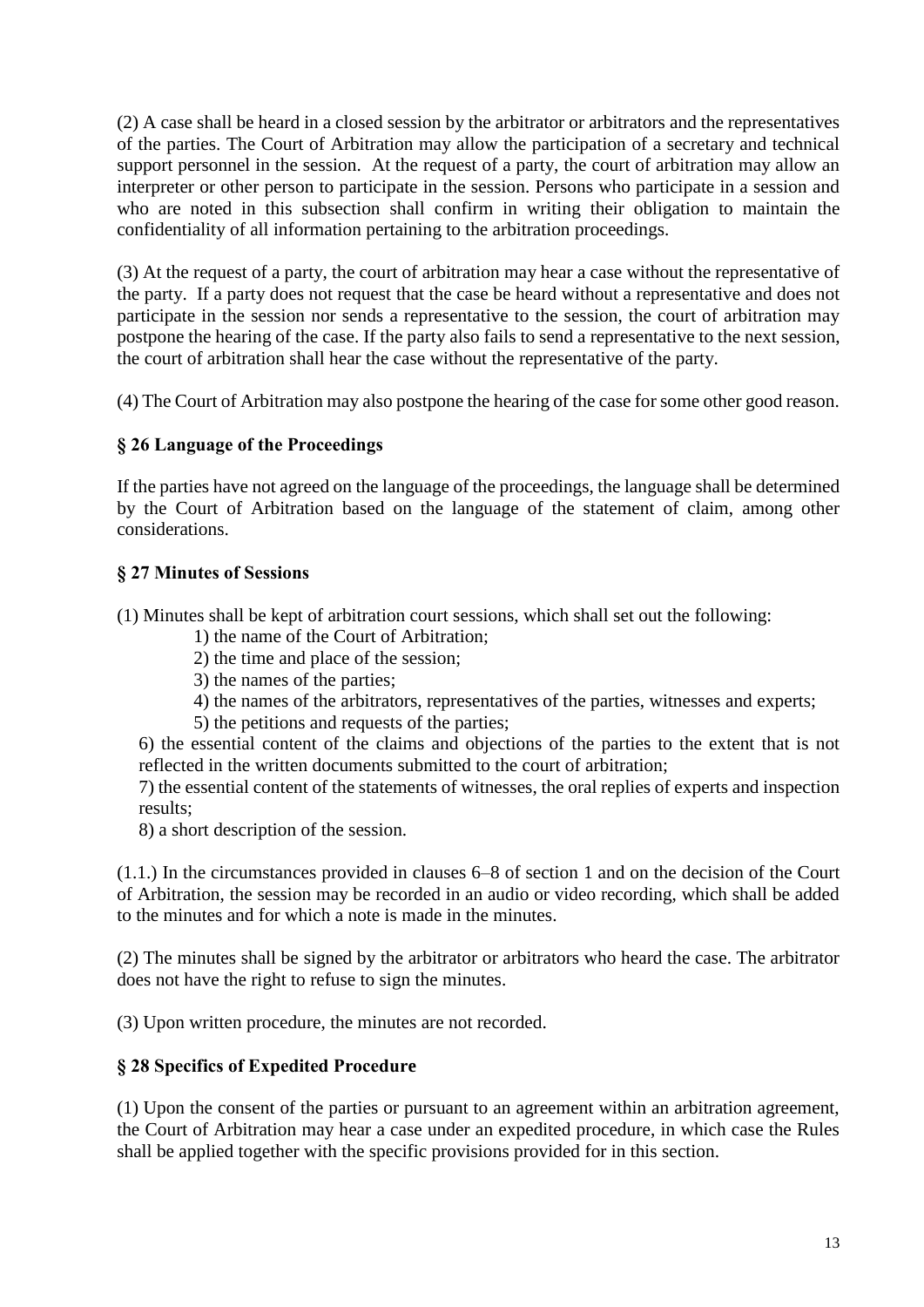(2) A case shall be heard in a closed session by the arbitrator or arbitrators and the representatives of the parties. The Court of Arbitration may allow the participation of a secretary and technical support personnel in the session. At the request of a party, the court of arbitration may allow an interpreter or other person to participate in the session. Persons who participate in a session and who are noted in this subsection shall confirm in writing their obligation to maintain the confidentiality of all information pertaining to the arbitration proceedings.

(3) At the request of a party, the court of arbitration may hear a case without the representative of the party. If a party does not request that the case be heard without a representative and does not participate in the session nor sends a representative to the session, the court of arbitration may postpone the hearing of the case. If the party also fails to send a representative to the next session, the court of arbitration shall hear the case without the representative of the party.

(4) The Court of Arbitration may also postpone the hearing of the case for some other good reason.

### § 26 Language of the Proceedings

If the parties have not agreed on the language of the proceedings, the language shall be determined by the Court of Arbitration based on the language of the statement of claim, among other considerations.

### § 27 Minutes of Sessions

(1) Minutes shall be kept of arbitration court sessions, which shall set out the following:

1) the name of the Court of Arbitration;
2) the time and place of the session;
3) the names of the parties;
4) the names of the arbitrators, representatives of the parties, witnesses and experts;
5) the petitions and requests of the parties;
6) the essential content of the claims and objections of the parties to the extent that is not reflected in the written documents submitted to the court of arbitration;
7) the essential content of the statements of witnesses, the oral replies of experts and inspection results;
8) a short description of the session.

(1.1.) In the circumstances provided in clauses 6–8 of section 1 and on the decision of the Court of Arbitration, the session may be recorded in an audio or video recording, which shall be added to the minutes and for which a note is made in the minutes.

(2) The minutes shall be signed by the arbitrator or arbitrators who heard the case. The arbitrator does not have the right to refuse to sign the minutes.

(3) Upon written procedure, the minutes are not recorded.

### § 28 Specifics of Expedited Procedure

(1) Upon the consent of the parties or pursuant to an agreement within an arbitration agreement, the Court of Arbitration may hear a case under an expedited procedure, in which case the Rules shall be applied together with the specific provisions provided for in this section.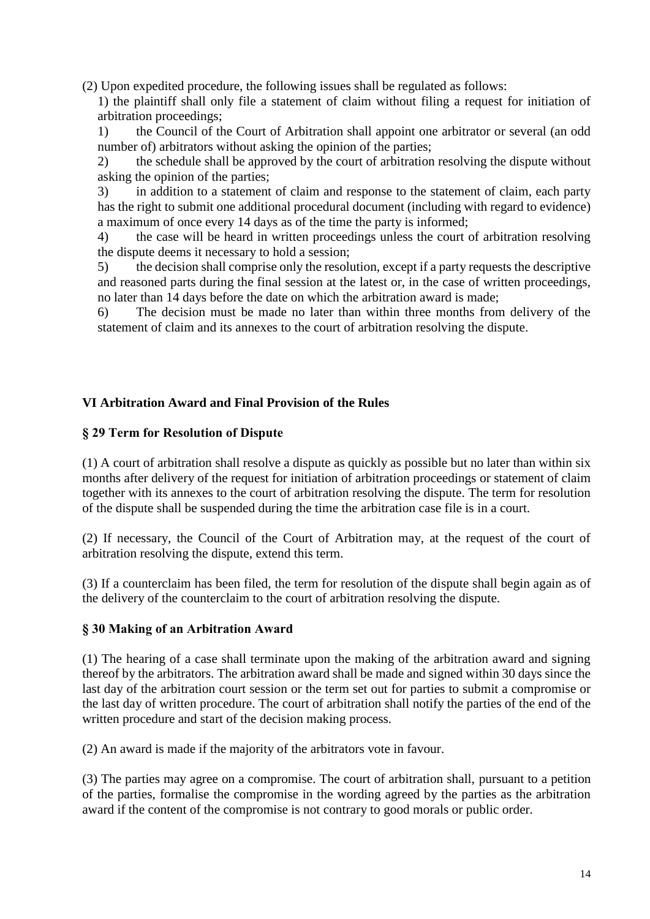(2) Upon expedited procedure, the following issues shall be regulated as follows:

1) the plaintiff shall only file a statement of claim without filing a request for initiation of arbitration proceedings;

1) the Council of the Court of Arbitration shall appoint one arbitrator or several (an odd number of) arbitrators without asking the opinion of the parties;

2) the schedule shall be approved by the court of arbitration resolving the dispute without asking the opinion of the parties;

3) in addition to a statement of claim and response to the statement of claim, each party has the right to submit one additional procedural document (including with regard to evidence) a maximum of once every 14 days as of the time the party is informed;

4) the case will be heard in written proceedings unless the court of arbitration resolving the dispute deems it necessary to hold a session;

5) the decision shall comprise only the resolution, except if a party requests the descriptive and reasoned parts during the final session at the latest or, in the case of written proceedings, no later than 14 days before the date on which the arbitration award is made;

6) The decision must be made no later than within three months from delivery of the statement of claim and its annexes to the court of arbitration resolving the dispute.

## VI Arbitration Award and Final Provision of the Rules

### § 29 Term for Resolution of Dispute

(1) A court of arbitration shall resolve a dispute as quickly as possible but no later than within six months after delivery of the request for initiation of arbitration proceedings or statement of claim together with its annexes to the court of arbitration resolving the dispute. The term for resolution of the dispute shall be suspended during the time the arbitration case file is in a court.

(2) If necessary, the Council of the Court of Arbitration may, at the request of the court of arbitration resolving the dispute, extend this term.

(3) If a counterclaim has been filed, the term for resolution of the dispute shall begin again as of the delivery of the counterclaim to the court of arbitration resolving the dispute.

### § 30 Making of an Arbitration Award

(1) The hearing of a case shall terminate upon the making of the arbitration award and signing thereof by the arbitrators. The arbitration award shall be made and signed within 30 days since the last day of the arbitration court session or the term set out for parties to submit a compromise or the last day of written procedure. The court of arbitration shall notify the parties of the end of the written procedure and start of the decision making process.

(2) An award is made if the majority of the arbitrators vote in favour.

(3) The parties may agree on a compromise. The court of arbitration shall, pursuant to a petition of the parties, formalise the compromise in the wording agreed by the parties as the arbitration award if the content of the compromise is not contrary to good morals or public order.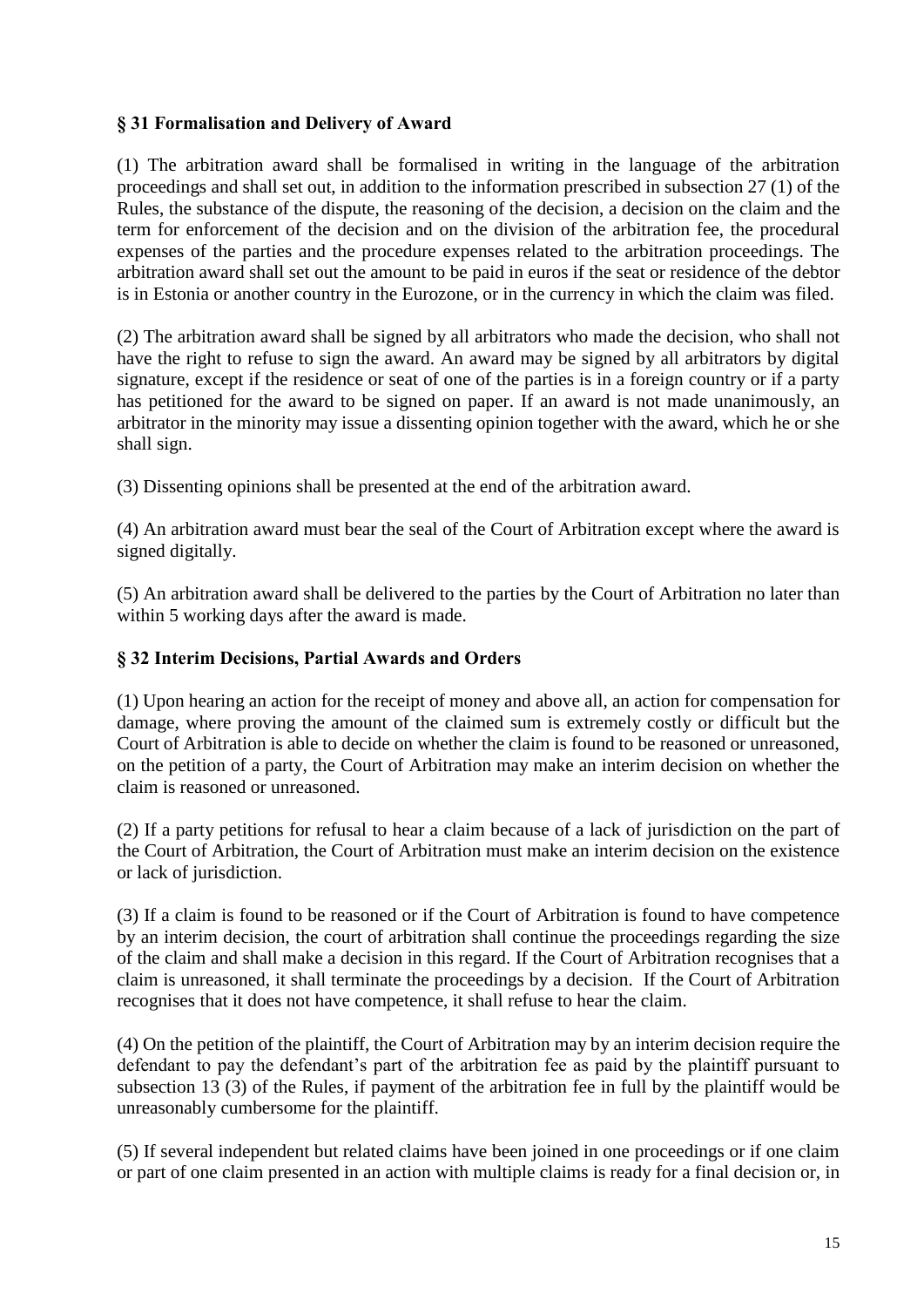## § 31 Formalisation and Delivery of Award

(1) The arbitration award shall be formalised in writing in the language of the arbitration proceedings and shall set out, in addition to the information prescribed in subsection 27 (1) of the Rules, the substance of the dispute, the reasoning of the decision, a decision on the claim and the term for enforcement of the decision and on the division of the arbitration fee, the procedural expenses of the parties and the procedure expenses related to the arbitration proceedings. The arbitration award shall set out the amount to be paid in euros if the seat or residence of the debtor is in Estonia or another country in the Eurozone, or in the currency in which the claim was filed.

(2) The arbitration award shall be signed by all arbitrators who made the decision, who shall not have the right to refuse to sign the award. An award may be signed by all arbitrators by digital signature, except if the residence or seat of one of the parties is in a foreign country or if a party has petitioned for the award to be signed on paper. If an award is not made unanimously, an arbitrator in the minority may issue a dissenting opinion together with the award, which he or she shall sign.

(3) Dissenting opinions shall be presented at the end of the arbitration award.

(4) An arbitration award must bear the seal of the Court of Arbitration except where the award is signed digitally.

(5) An arbitration award shall be delivered to the parties by the Court of Arbitration no later than within 5 working days after the award is made.

## § 32 Interim Decisions, Partial Awards and Orders

(1) Upon hearing an action for the receipt of money and above all, an action for compensation for damage, where proving the amount of the claimed sum is extremely costly or difficult but the Court of Arbitration is able to decide on whether the claim is found to be reasoned or unreasoned, on the petition of a party, the Court of Arbitration may make an interim decision on whether the claim is reasoned or unreasoned.

(2) If a party petitions for refusal to hear a claim because of a lack of jurisdiction on the part of the Court of Arbitration, the Court of Arbitration must make an interim decision on the existence or lack of jurisdiction.

(3) If a claim is found to be reasoned or if the Court of Arbitration is found to have competence by an interim decision, the court of arbitration shall continue the proceedings regarding the size of the claim and shall make a decision in this regard. If the Court of Arbitration recognises that a claim is unreasoned, it shall terminate the proceedings by a decision. If the Court of Arbitration recognises that it does not have competence, it shall refuse to hear the claim.

(4) On the petition of the plaintiff, the Court of Arbitration may by an interim decision require the defendant to pay the defendant's part of the arbitration fee as paid by the plaintiff pursuant to subsection 13 (3) of the Rules, if payment of the arbitration fee in full by the plaintiff would be unreasonably cumbersome for the plaintiff.

(5) If several independent but related claims have been joined in one proceedings or if one claim or part of one claim presented in an action with multiple claims is ready for a final decision or, in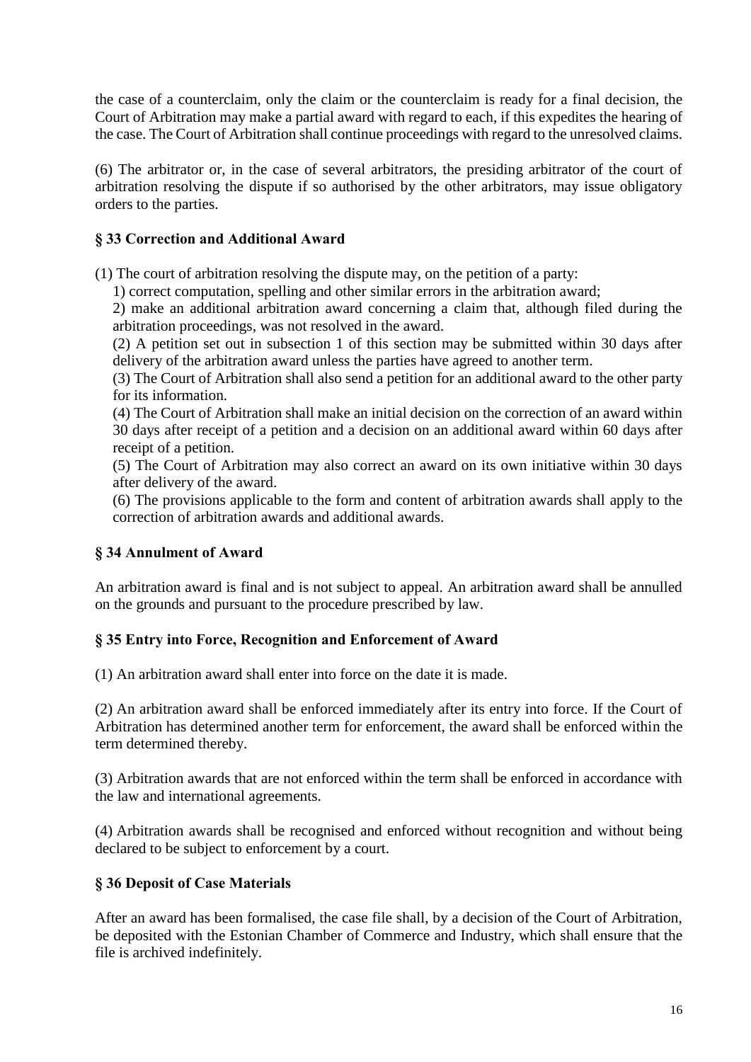the case of a counterclaim, only the claim or the counterclaim is ready for a final decision, the Court of Arbitration may make a partial award with regard to each, if this expedites the hearing of the case. The Court of Arbitration shall continue proceedings with regard to the unresolved claims.

(6) The arbitrator or, in the case of several arbitrators, the presiding arbitrator of the court of arbitration resolving the dispute if so authorised by the other arbitrators, may issue obligatory orders to the parties.

### § 33 Correction and Additional Award

(1) The court of arbitration resolving the dispute may, on the petition of a party:

1) correct computation, spelling and other similar errors in the arbitration award;

2) make an additional arbitration award concerning a claim that, although filed during the arbitration proceedings, was not resolved in the award.

(2) A petition set out in subsection 1 of this section may be submitted within 30 days after delivery of the arbitration award unless the parties have agreed to another term.

(3) The Court of Arbitration shall also send a petition for an additional award to the other party for its information.

(4) The Court of Arbitration shall make an initial decision on the correction of an award within 30 days after receipt of a petition and a decision on an additional award within 60 days after receipt of a petition.

(5) The Court of Arbitration may also correct an award on its own initiative within 30 days after delivery of the award.

(6) The provisions applicable to the form and content of arbitration awards shall apply to the correction of arbitration awards and additional awards.

### § 34 Annulment of Award

An arbitration award is final and is not subject to appeal. An arbitration award shall be annulled on the grounds and pursuant to the procedure prescribed by law.

### § 35 Entry into Force, Recognition and Enforcement of Award

(1) An arbitration award shall enter into force on the date it is made.

(2) An arbitration award shall be enforced immediately after its entry into force. If the Court of Arbitration has determined another term for enforcement, the award shall be enforced within the term determined thereby.

(3) Arbitration awards that are not enforced within the term shall be enforced in accordance with the law and international agreements.

(4) Arbitration awards shall be recognised and enforced without recognition and without being declared to be subject to enforcement by a court.

### § 36 Deposit of Case Materials

After an award has been formalised, the case file shall, by a decision of the Court of Arbitration, be deposited with the Estonian Chamber of Commerce and Industry, which shall ensure that the file is archived indefinitely.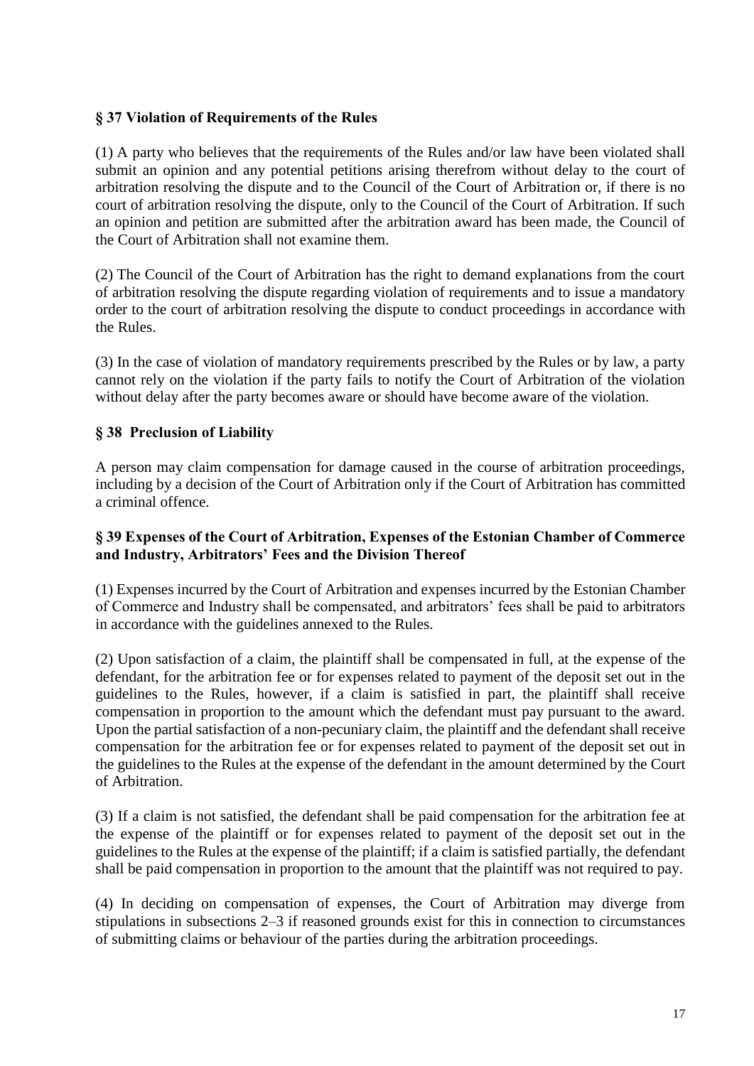### § 37 Violation of Requirements of the Rules

(1) A party who believes that the requirements of the Rules and/or law have been violated shall submit an opinion and any potential petitions arising therefrom without delay to the court of arbitration resolving the dispute and to the Council of the Court of Arbitration or, if there is no court of arbitration resolving the dispute, only to the Council of the Court of Arbitration. If such an opinion and petition are submitted after the arbitration award has been made, the Council of the Court of Arbitration shall not examine them.

(2) The Council of the Court of Arbitration has the right to demand explanations from the court of arbitration resolving the dispute regarding violation of requirements and to issue a mandatory order to the court of arbitration resolving the dispute to conduct proceedings in accordance with the Rules.

(3) In the case of violation of mandatory requirements prescribed by the Rules or by law, a party cannot rely on the violation if the party fails to notify the Court of Arbitration of the violation without delay after the party becomes aware or should have become aware of the violation.

### § 38 Preclusion of Liability

A person may claim compensation for damage caused in the course of arbitration proceedings, including by a decision of the Court of Arbitration only if the Court of Arbitration has committed a criminal offence.

### § 39 Expenses of the Court of Arbitration, Expenses of the Estonian Chamber of Commerce and Industry, Arbitrators' Fees and the Division Thereof

(1) Expenses incurred by the Court of Arbitration and expenses incurred by the Estonian Chamber of Commerce and Industry shall be compensated, and arbitrators' fees shall be paid to arbitrators in accordance with the guidelines annexed to the Rules.

(2) Upon satisfaction of a claim, the plaintiff shall be compensated in full, at the expense of the defendant, for the arbitration fee or for expenses related to payment of the deposit set out in the guidelines to the Rules, however, if a claim is satisfied in part, the plaintiff shall receive compensation in proportion to the amount which the defendant must pay pursuant to the award. Upon the partial satisfaction of a non-pecuniary claim, the plaintiff and the defendant shall receive compensation for the arbitration fee or for expenses related to payment of the deposit set out in the guidelines to the Rules at the expense of the defendant in the amount determined by the Court of Arbitration.

(3) If a claim is not satisfied, the defendant shall be paid compensation for the arbitration fee at the expense of the plaintiff or for expenses related to payment of the deposit set out in the guidelines to the Rules at the expense of the plaintiff; if a claim is satisfied partially, the defendant shall be paid compensation in proportion to the amount that the plaintiff was not required to pay.

(4) In deciding on compensation of expenses, the Court of Arbitration may diverge from stipulations in subsections 2–3 if reasoned grounds exist for this in connection to circumstances of submitting claims or behaviour of the parties during the arbitration proceedings.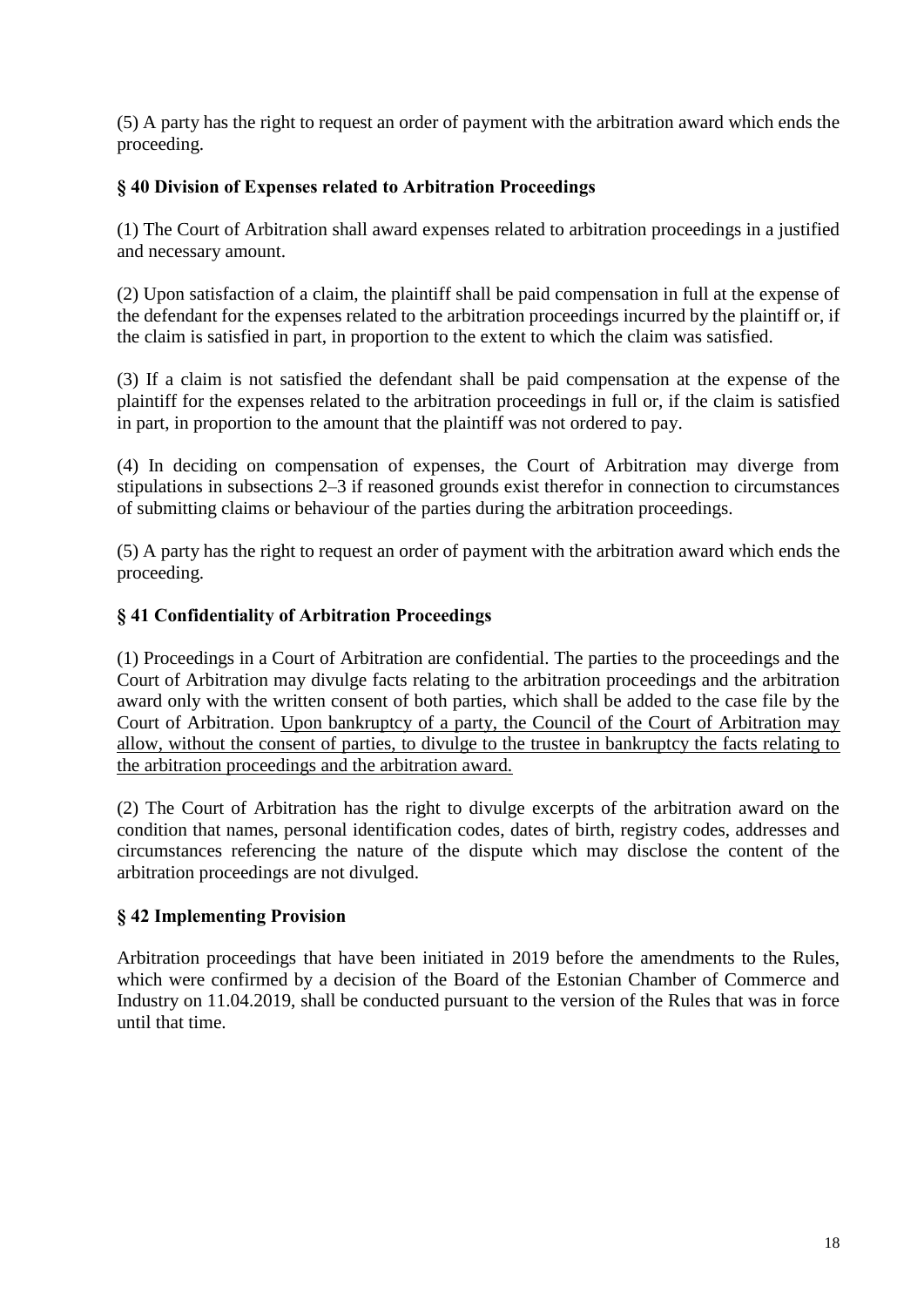(5) A party has the right to request an order of payment with the arbitration award which ends the proceeding.

### § 40 Division of Expenses related to Arbitration Proceedings

(1) The Court of Arbitration shall award expenses related to arbitration proceedings in a justified and necessary amount.

(2) Upon satisfaction of a claim, the plaintiff shall be paid compensation in full at the expense of the defendant for the expenses related to the arbitration proceedings incurred by the plaintiff or, if the claim is satisfied in part, in proportion to the extent to which the claim was satisfied.

(3) If a claim is not satisfied the defendant shall be paid compensation at the expense of the plaintiff for the expenses related to the arbitration proceedings in full or, if the claim is satisfied in part, in proportion to the amount that the plaintiff was not ordered to pay.

(4) In deciding on compensation of expenses, the Court of Arbitration may diverge from stipulations in subsections 2–3 if reasoned grounds exist therefor in connection to circumstances of submitting claims or behaviour of the parties during the arbitration proceedings.

(5) A party has the right to request an order of payment with the arbitration award which ends the proceeding.

### § 41 Confidentiality of Arbitration Proceedings

(1) Proceedings in a Court of Arbitration are confidential. The parties to the proceedings and the Court of Arbitration may divulge facts relating to the arbitration proceedings and the arbitration award only with the written consent of both parties, which shall be added to the case file by the Court of Arbitration. <u>Upon bankruptcy of a party, the Council of the Court of Arbitration may allow, without the consent of parties, to divulge to the trustee in bankruptcy the facts relating to the arbitration proceedings and the arbitration award.</u>

(2) The Court of Arbitration has the right to divulge excerpts of the arbitration award on the condition that names, personal identification codes, dates of birth, registry codes, addresses and circumstances referencing the nature of the dispute which may disclose the content of the arbitration proceedings are not divulged.

### § 42 Implementing Provision

Arbitration proceedings that have been initiated in 2019 before the amendments to the Rules, which were confirmed by a decision of the Board of the Estonian Chamber of Commerce and Industry on 11.04.2019, shall be conducted pursuant to the version of the Rules that was in force until that time.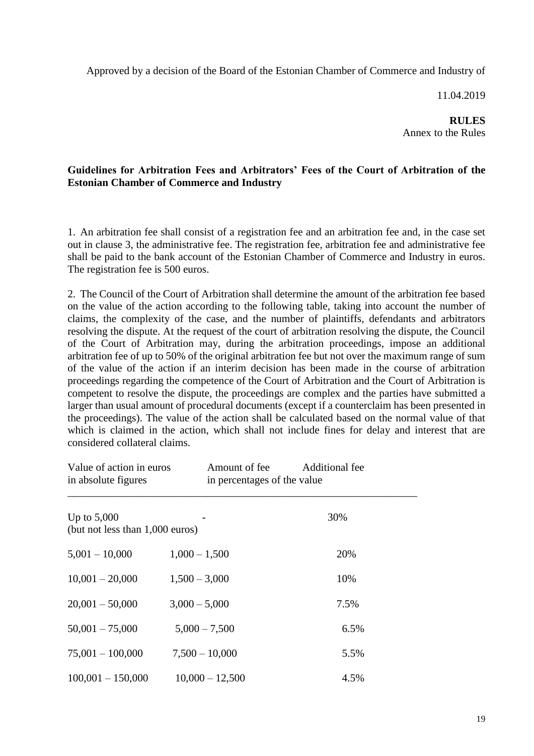Approved by a decision of the Board of the Estonian Chamber of Commerce and Industry of

11.04.2019

**RULES**
Annex to the Rules

**Guidelines for Arbitration Fees and Arbitrators' Fees of the Court of Arbitration of the Estonian Chamber of Commerce and Industry**

1. An arbitration fee shall consist of a registration fee and an arbitration fee and, in the case set out in clause 3, the administrative fee. The registration fee, arbitration fee and administrative fee shall be paid to the bank account of the Estonian Chamber of Commerce and Industry in euros. The registration fee is 500 euros.

2. The Council of the Court of Arbitration shall determine the amount of the arbitration fee based on the value of the action according to the following table, taking into account the number of claims, the complexity of the case, and the number of plaintiffs, defendants and arbitrators resolving the dispute. At the request of the court of arbitration resolving the dispute, the Council of the Court of Arbitration may, during the arbitration proceedings, impose an additional arbitration fee of up to 50% of the original arbitration fee but not over the maximum range of sum of the value of the action if an interim decision has been made in the course of arbitration proceedings regarding the competence of the Court of Arbitration and the Court of Arbitration is competent to resolve the dispute, the proceedings are complex and the parties have submitted a larger than usual amount of procedural documents (except if a counterclaim has been presented in the proceedings). The value of the action shall be calculated based on the normal value of that which is claimed in the action, which shall not include fines for delay and interest that are considered collateral claims.

| Value of action in euros in absolute figures | Amount of fee | Additional fee in percentages of the value |
|---|---|---|
| Up to 5,000 (but not less than 1,000 euros) | - | 30% |
| 5,001 – 10,000 | 1,000 – 1,500 | 20% |
| 10,001 – 20,000 | 1,500 – 3,000 | 10% |
| 20,001 – 50,000 | 3,000 – 5,000 | 7.5% |
| 50,001 – 75,000 | 5,000 – 7,500 | 6.5% |
| 75,001 – 100,000 | 7,500 – 10,000 | 5.5% |
| 100,001 – 150,000 | 10,000 – 12,500 | 4.5% |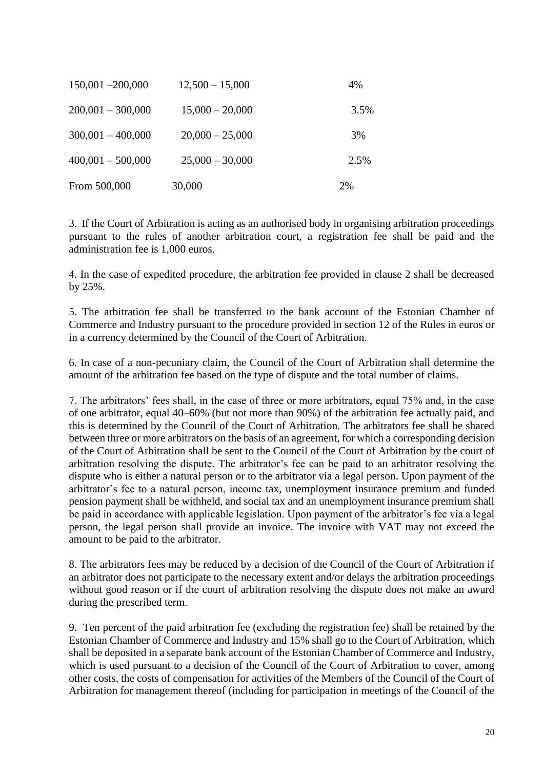| | | |
|---|---|---|
| 150,001 –200,000 | 12,500 – 15,000 | 4% |
| 200,001 – 300,000 | 15,000 – 20,000 | 3.5% |
| 300,001 – 400,000 | 20,000 – 25,000 | 3% |
| 400,001 – 500,000 | 25,000 – 30,000 | 2.5% |
| From 500,000 | 30,000 | 2% |

3. If the Court of Arbitration is acting as an authorised body in organising arbitration proceedings pursuant to the rules of another arbitration court, a registration fee shall be paid and the administration fee is 1,000 euros.

4. In the case of expedited procedure, the arbitration fee provided in clause 2 shall be decreased by 25%.

5. The arbitration fee shall be transferred to the bank account of the Estonian Chamber of Commerce and Industry pursuant to the procedure provided in section 12 of the Rules in euros or in a currency determined by the Council of the Court of Arbitration.

6. In case of a non-pecuniary claim, the Council of the Court of Arbitration shall determine the amount of the arbitration fee based on the type of dispute and the total number of claims.

7. The arbitrators' fees shall, in the case of three or more arbitrators, equal 75% and, in the case of one arbitrator, equal 40–60% (but not more than 90%) of the arbitration fee actually paid, and this is determined by the Council of the Court of Arbitration. The arbitrators fee shall be shared between three or more arbitrators on the basis of an agreement, for which a corresponding decision of the Court of Arbitration shall be sent to the Council of the Court of Arbitration by the court of arbitration resolving the dispute. The arbitrator's fee can be paid to an arbitrator resolving the dispute who is either a natural person or to the arbitrator via a legal person. Upon payment of the arbitrator's fee to a natural person, income tax, unemployment insurance premium and funded pension payment shall be withheld, and social tax and an unemployment insurance premium shall be paid in accordance with applicable legislation. Upon payment of the arbitrator's fee via a legal person, the legal person shall provide an invoice. The invoice with VAT may not exceed the amount to be paid to the arbitrator.

8. The arbitrators fees may be reduced by a decision of the Council of the Court of Arbitration if an arbitrator does not participate to the necessary extent and/or delays the arbitration proceedings without good reason or if the court of arbitration resolving the dispute does not make an award during the prescribed term.

9. Ten percent of the paid arbitration fee (excluding the registration fee) shall be retained by the Estonian Chamber of Commerce and Industry and 15% shall go to the Court of Arbitration, which shall be deposited in a separate bank account of the Estonian Chamber of Commerce and Industry, which is used pursuant to a decision of the Council of the Court of Arbitration to cover, among other costs, the costs of compensation for activities of the Members of the Council of the Court of Arbitration for management thereof (including for participation in meetings of the Council of the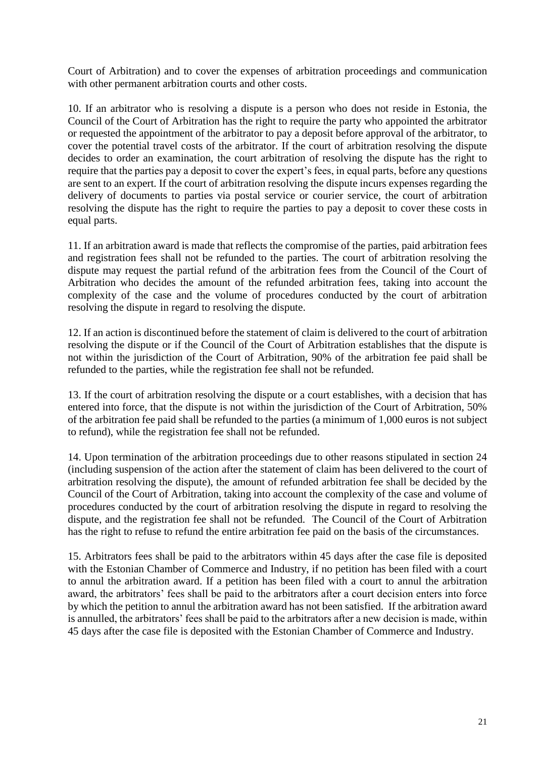Court of Arbitration) and to cover the expenses of arbitration proceedings and communication with other permanent arbitration courts and other costs.

10. If an arbitrator who is resolving a dispute is a person who does not reside in Estonia, the Council of the Court of Arbitration has the right to require the party who appointed the arbitrator or requested the appointment of the arbitrator to pay a deposit before approval of the arbitrator, to cover the potential travel costs of the arbitrator. If the court of arbitration resolving the dispute decides to order an examination, the court arbitration of resolving the dispute has the right to require that the parties pay a deposit to cover the expert's fees, in equal parts, before any questions are sent to an expert. If the court of arbitration resolving the dispute incurs expenses regarding the delivery of documents to parties via postal service or courier service, the court of arbitration resolving the dispute has the right to require the parties to pay a deposit to cover these costs in equal parts.

11. If an arbitration award is made that reflects the compromise of the parties, paid arbitration fees and registration fees shall not be refunded to the parties. The court of arbitration resolving the dispute may request the partial refund of the arbitration fees from the Council of the Court of Arbitration who decides the amount of the refunded arbitration fees, taking into account the complexity of the case and the volume of procedures conducted by the court of arbitration resolving the dispute in regard to resolving the dispute.

12. If an action is discontinued before the statement of claim is delivered to the court of arbitration resolving the dispute or if the Council of the Court of Arbitration establishes that the dispute is not within the jurisdiction of the Court of Arbitration, 90% of the arbitration fee paid shall be refunded to the parties, while the registration fee shall not be refunded.

13. If the court of arbitration resolving the dispute or a court establishes, with a decision that has entered into force, that the dispute is not within the jurisdiction of the Court of Arbitration, 50% of the arbitration fee paid shall be refunded to the parties (a minimum of 1,000 euros is not subject to refund), while the registration fee shall not be refunded.

14. Upon termination of the arbitration proceedings due to other reasons stipulated in section 24 (including suspension of the action after the statement of claim has been delivered to the court of arbitration resolving the dispute), the amount of refunded arbitration fee shall be decided by the Council of the Court of Arbitration, taking into account the complexity of the case and volume of procedures conducted by the court of arbitration resolving the dispute in regard to resolving the dispute, and the registration fee shall not be refunded. The Council of the Court of Arbitration has the right to refuse to refund the entire arbitration fee paid on the basis of the circumstances.

15. Arbitrators fees shall be paid to the arbitrators within 45 days after the case file is deposited with the Estonian Chamber of Commerce and Industry, if no petition has been filed with a court to annul the arbitration award. If a petition has been filed with a court to annul the arbitration award, the arbitrators' fees shall be paid to the arbitrators after a court decision enters into force by which the petition to annul the arbitration award has not been satisfied. If the arbitration award is annulled, the arbitrators' fees shall be paid to the arbitrators after a new decision is made, within 45 days after the case file is deposited with the Estonian Chamber of Commerce and Industry.